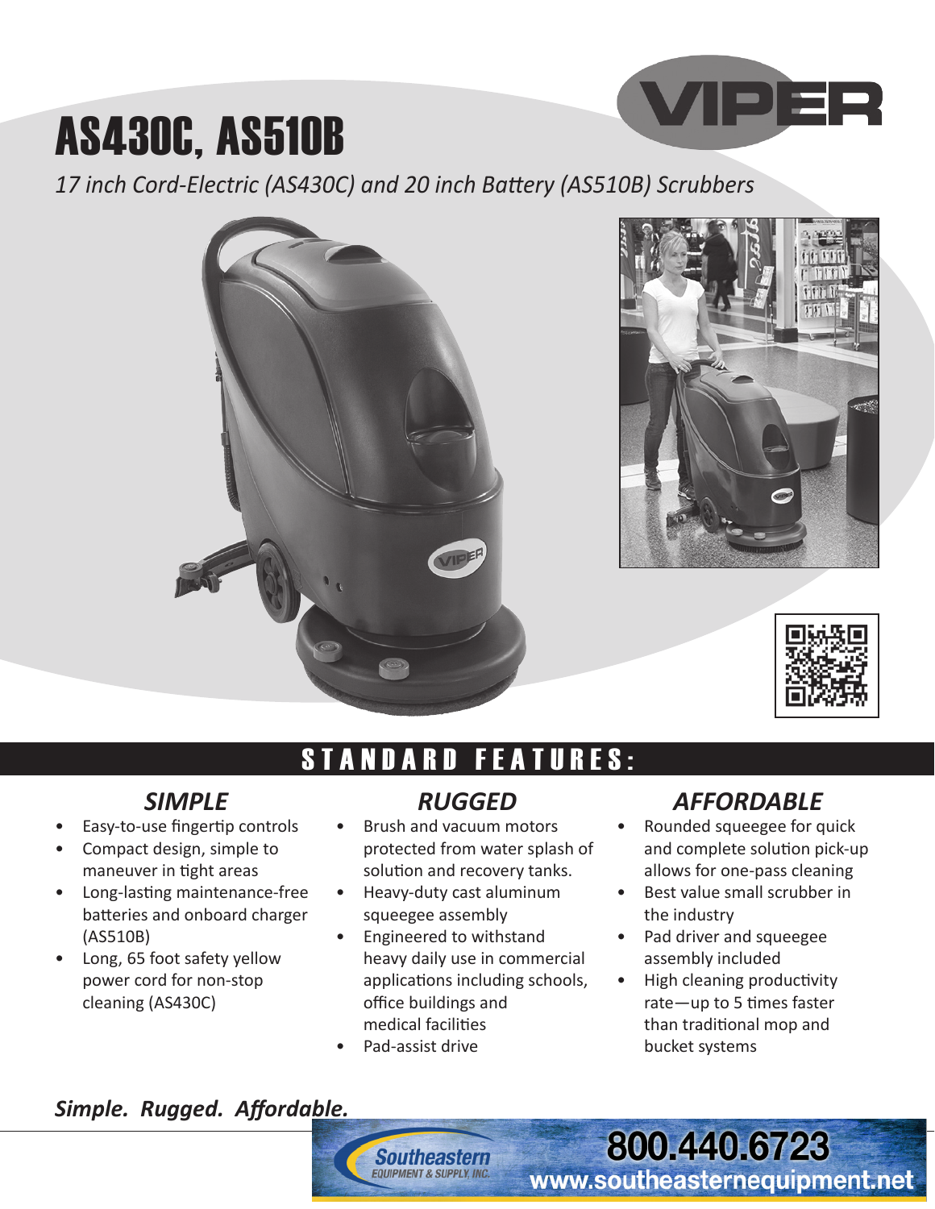# AS430C, AS510B

*17 inch Cord-Electric (AS430C) and 20 inch Battery (AS510B) Scrubbers*

## STANDARD FEATURES:

### SIMPLE

- Easy-to-use fingertip controls
- Compact design, simple to maneuver in tight areas
- Long-lasting maintenance-free batteries and onboard charger (AS510B)
- Long, 65 foot safety yellow power cord for non-stop cleaning (AS430C)

### RUGGED

- Brush and vacuum motors protected from water splash of solution and recovery tanks.
- Heavy-duty cast aluminum squeegee assembly
- Engineered to withstand heavy daily use in commercial applications including schools, office buildings and medical facilities
- Pad-assist drive

### AFFORDABLE

- Rounded squeegee for quick and complete solution pick-up allows for one-pass cleaning
- Best value small scrubber in the industry
- Pad driver and squeegee assembly included
- High cleaning productivity rate—up to 5 times faster than traditional mop and bucket systems

***Simple. Rugged. Affordable.***

Southeastern EQUIPMENT & SUPPLY, INC.

800.440.6723

www.southeasternequipment.net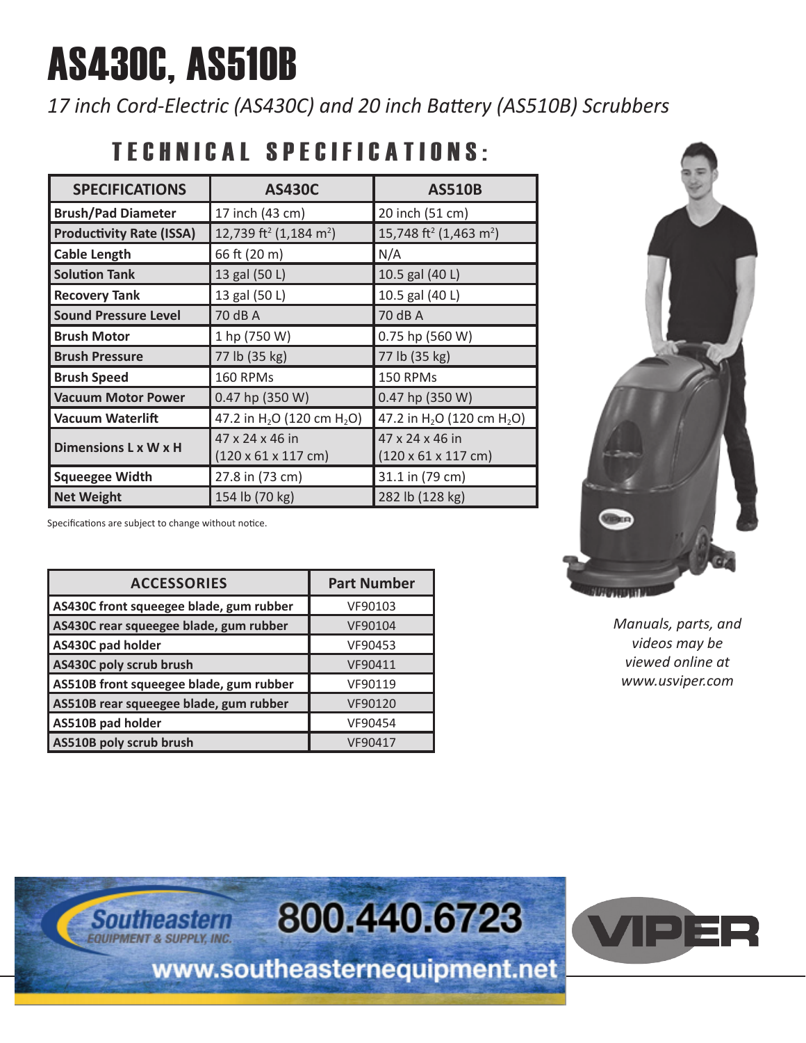# AS430C, AS510B

*17 inch Cord-Electric (AS430C) and 20 inch Battery (AS510B) Scrubbers*

## TECHNICAL SPECIFICATIONS:

| SPECIFICATIONS | AS430C | AS510B |
|---|---|---|
| Brush/Pad Diameter | 17 inch (43 cm) | 20 inch (51 cm) |
| Productivity Rate (ISSA) | 12,739 $ft^2$ (1,184 $m^2$) | 15,748 $ft^2$ (1,463 $m^2$) |
| Cable Length | 66 ft (20 m) | N/A |
| Solution Tank | 13 gal (50 L) | 10.5 gal (40 L) |
| Recovery Tank | 13 gal (50 L) | 10.5 gal (40 L) |
| Sound Pressure Level | 70 dB A | 70 dB A |
| Brush Motor | 1 hp (750 W) | 0.75 hp (560 W) |
| Brush Pressure | 77 lb (35 kg) | 77 lb (35 kg) |
| Brush Speed | 160 RPMs | 150 RPMs |
| Vacuum Motor Power | 0.47 hp (350 W) | 0.47 hp (350 W) |
| Vacuum Waterlift | 47.2 in $H_2O$ (120 cm $H_2O$) | 47.2 in $H_2O$ (120 cm $H_2O$) |
| Dimensions L x W x H | 47 x 24 x 46 in (120 x 61 x 117 cm) | 47 x 24 x 46 in (120 x 61 x 117 cm) |
| Squeegee Width | 27.8 in (73 cm) | 31.1 in (79 cm) |
| Net Weight | 154 lb (70 kg) | 282 lb (128 kg) |

Specifications are subject to change without notice.

| ACCESSORIES | Part Number |
|---|---|
| AS430C front squeegee blade, gum rubber | VF90103 |
| AS430C rear squeegee blade, gum rubber | VF90104 |
| AS430C pad holder | VF90453 |
| AS430C poly scrub brush | VF90411 |
| AS510B front squeegee blade, gum rubber | VF90119 |
| AS510B rear squeegee blade, gum rubber | VF90120 |
| AS510B pad holder | VF90454 |
| AS510B poly scrub brush | VF90417 |

*Manuals, parts, and videos may be viewed online at www.usviper.com*

Southeastern EQUIPMENT & SUPPLY, INC.
800.440.6723
www.southeasternequipment.net

VIPER